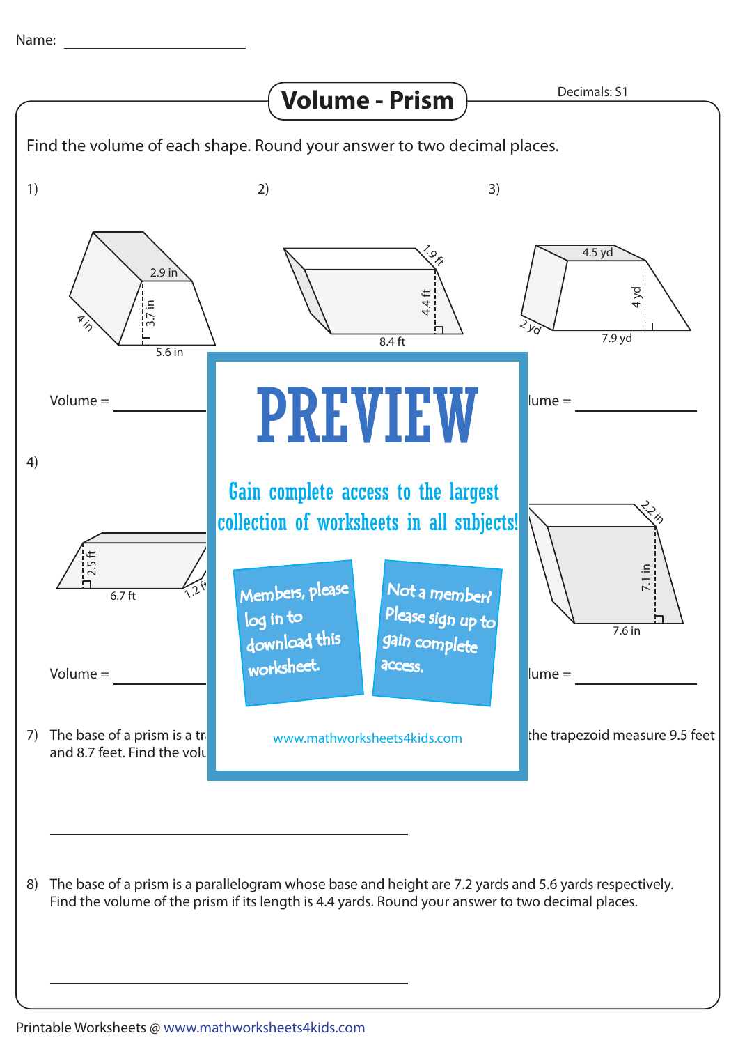Name: ____________________

# Volume - Prism

Decimals: S1

Find the volume of each shape. Round your answer to two decimal places.

1) 4 in, 2.9 in, 3.7 in, 5.6 in

Volume = ____________

2) 1.9 ft, 4.4 ft, 8.4 ft

3) 4.5 yd, 4 yd, 2 yd, 7.9 yd

lume = ____________

4) 2.5 ft, 6.7 ft, 1.2 ft

Volume = ____________

2.2 in, 7.1 in, 7.6 in

lume = ____________

# PREVIEW

Gain complete access to the largest collection of worksheets in all subjects!

Members, please log in to download this worksheet.

Not a member? Please sign up to gain complete access.

www.mathworksheets4kids.com

7) The base of a prism is a tr... the trapezoid measure 9.5 feet and 8.7 feet. Find the volu...

________________________________________

8) The base of a prism is a parallelogram whose base and height are 7.2 yards and 5.6 yards respectively. Find the volume of the prism if its length is 4.4 yards. Round your answer to two decimal places.

________________________________________

Printable Worksheets @ www.mathworksheets4kids.com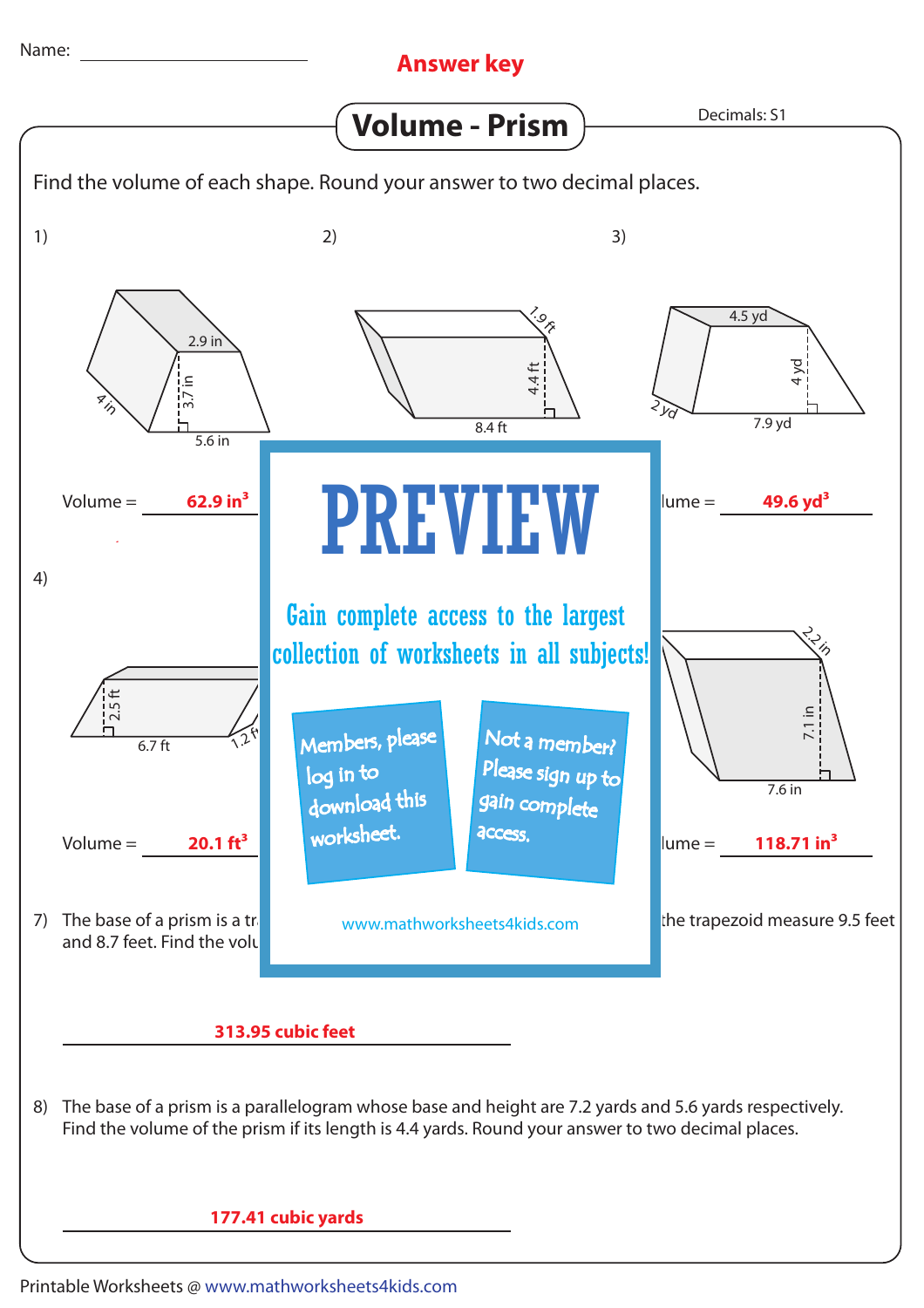Name: ____________________

**Answer key**

# Volume - Prism

Decimals: S1

Find the volume of each shape. Round your answer to two decimal places.

1)

2.9 in

4 in

3.7 in

5.6 in

Volume = **62.9 in$^3$**

2)

1.9 ft

4.4 ft

8.4 ft

3)

4.5 yd

4 yd

2 yd

7.9 yd

lume = **49.6 yd$^3$**

4)

2.5 ft

6.7 ft

1.2 f

Volume = **20.1 ft$^3$**

2.2 in

7.1 in

7.6 in

lume = **118.71 in$^3$**

PREVIEW

Gain complete access to the largest collection of worksheets in all subjects!

Members, please log in to download this worksheet.

Not a member? Please sign up to gain complete access.

www.mathworksheets4kids.com

7) The base of a prism is a tr... the trapezoid measure 9.5 feet and 8.7 feet. Find the volu...

**313.95 cubic feet**

8) The base of a prism is a parallelogram whose base and height are 7.2 yards and 5.6 yards respectively. Find the volume of the prism if its length is 4.4 yards. Round your answer to two decimal places.

**177.41 cubic yards**

Printable Worksheets @ www.mathworksheets4kids.com